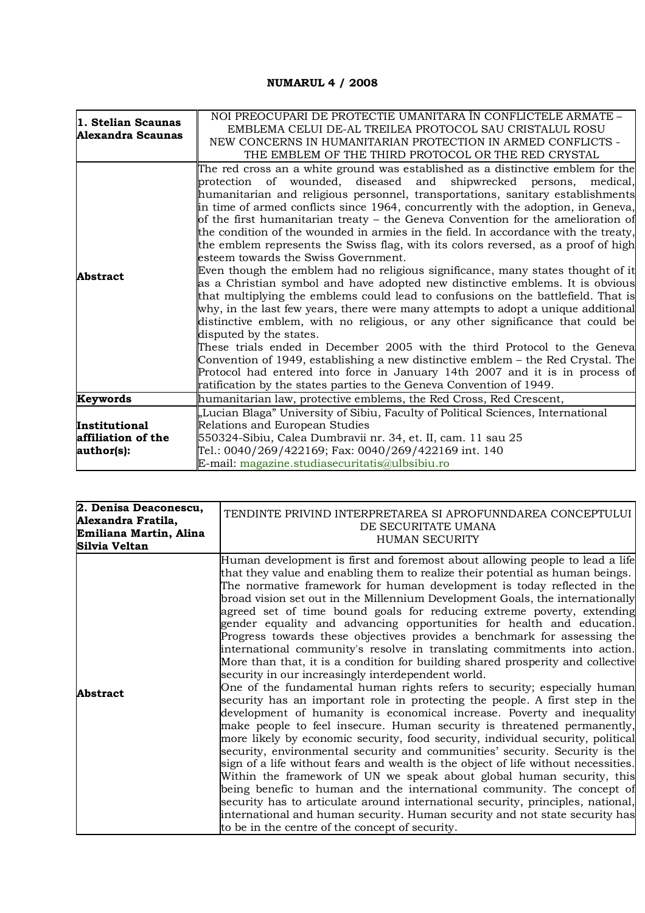**NUMARUL 4 / 2008**

| **1. Stelian Scaunas Alexandra Scaunas** | NOI PREOCUPARI DE PROTECTIE UMANITARA ÎN CONFLICTELE ARMATE – EMBLEMA CELUI DE-AL TREILEA PROTOCOL SAU CRISTALUL ROSU<br>NEW CONCERNS IN HUMANITARIAN PROTECTION IN ARMED CONFLICTS - THE EMBLEM OF THE THIRD PROTOCOL OR THE RED CRYSTAL |
|---|---|
| **Abstract** | The red cross an a white ground was established as a distinctive emblem for the protection of wounded, diseased and shipwrecked persons, medical, humanitarian and religious personnel, transportations, sanitary establishments in time of armed conflicts since 1964, concurrently with the adoption, in Geneva, of the first humanitarian treaty – the Geneva Convention for the amelioration of the condition of the wounded in armies in the field. In accordance with the treaty, the emblem represents the Swiss flag, with its colors reversed, as a proof of high esteem towards the Swiss Government.<br>Even though the emblem had no religious significance, many states thought of it as a Christian symbol and have adopted new distinctive emblems. It is obvious that multiplying the emblems could lead to confusions on the battlefield. That is why, in the last few years, there were many attempts to adopt a unique additional distinctive emblem, with no religious, or any other significance that could be disputed by the states.<br>These trials ended in December 2005 with the third Protocol to the Geneva Convention of 1949, establishing a new distinctive emblem – the Red Crystal. The Protocol had entered into force in January 14th 2007 and it is in process of ratification by the states parties to the Geneva Convention of 1949. |
| **Keywords** | humanitarian law, protective emblems, the Red Cross, Red Crescent, |
| **Institutional affiliation of the author(s):** | „Lucian Blaga" University of Sibiu, Faculty of Political Sciences, International Relations and European Studies<br>550324-Sibiu, Calea Dumbravii nr. 34, et. II, cam. 11 sau 25<br>Tel.: 0040/269/422169; Fax: 0040/269/422169 int. 140<br>E-mail: magazine.studiasecuritatis@ulbsibiu.ro |

| **2. Denisa Deaconescu, Alexandra Fratila, Emiliana Martin, Alina Silvia Veltan** | TENDINTE PRIVIND INTERPRETAREA SI APROFUNNDAREA CONCEPTULUI DE SECURITATE UMANA<br>HUMAN SECURITY |
|---|---|
| **Abstract** | Human development is first and foremost about allowing people to lead a life that they value and enabling them to realize their potential as human beings. The normative framework for human development is today reflected in the broad vision set out in the Millennium Development Goals, the internationally agreed set of time bound goals for reducing extreme poverty, extending gender equality and advancing opportunities for health and education. Progress towards these objectives provides a benchmark for assessing the international community's resolve in translating commitments into action. More than that, it is a condition for building shared prosperity and collective security in our increasingly interdependent world.<br>One of the fundamental human rights refers to security; especially human security has an important role in protecting the people. A first step in the development of humanity is economical increase. Poverty and inequality make people to feel insecure. Human security is threatened permanently, more likely by economic security, food security, individual security, political security, environmental security and communities' security. Security is the sign of a life without fears and wealth is the object of life without necessities. Within the framework of UN we speak about global human security, this being benefic to human and the international community. The concept of security has to articulate around international security, principles, national, international and human security. Human security and not state security has to be in the centre of the concept of security. |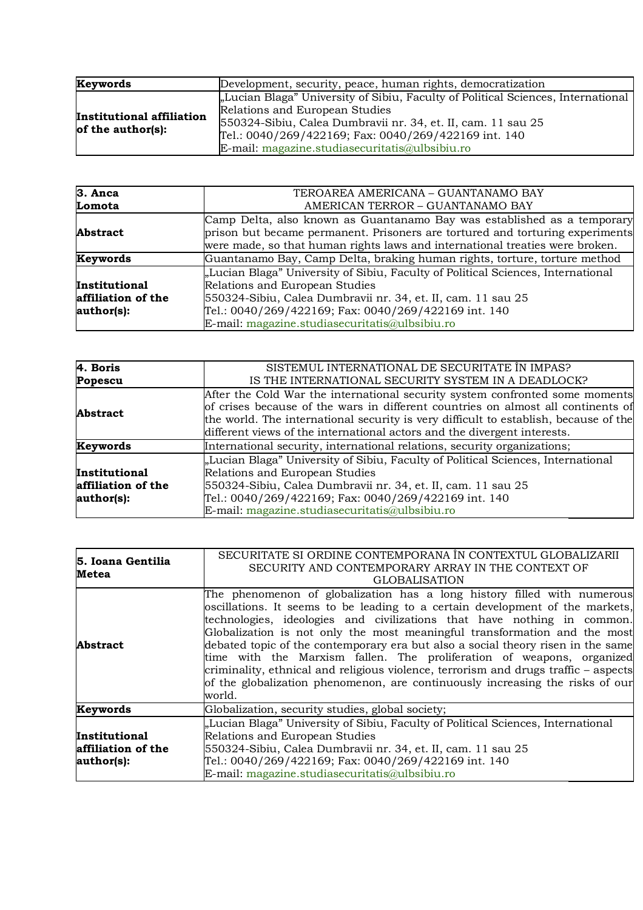| **Keywords** | Development, security, peace, human rights, democratization |
|---|---|
| **Institutional affiliation of the author(s):** | „Lucian Blaga” University of Sibiu, Faculty of Political Sciences, International Relations and European Studies<br>550324-Sibiu, Calea Dumbravii nr. 34, et. II, cam. 11 sau 25<br>Tel.: 0040/269/422169; Fax: 0040/269/422169 int. 140<br>E-mail: magazine.studiasecuritatis@ulbsibiu.ro |

| **3. Anca Lomota** | TEROAREA AMERICANA – GUANTANAMO BAY<br>AMERICAN TERROR – GUANTANAMO BAY |
|---|---|
| **Abstract** | Camp Delta, also known as Guantanamo Bay was established as a temporary prison but became permanent. Prisoners are tortured and torturing experiments were made, so that human rights laws and international treaties were broken. |
| **Keywords** | Guantanamo Bay, Camp Delta, braking human rights, torture, torture method |
| **Institutional affiliation of the author(s):** | „Lucian Blaga” University of Sibiu, Faculty of Political Sciences, International Relations and European Studies<br>550324-Sibiu, Calea Dumbravii nr. 34, et. II, cam. 11 sau 25<br>Tel.: 0040/269/422169; Fax: 0040/269/422169 int. 140<br>E-mail: magazine.studiasecuritatis@ulbsibiu.ro |

| **4. Boris Popescu** | SISTEMUL INTERNATIONAL DE SECURITATE ÎN IMPAS?<br>IS THE INTERNATIONAL SECURITY SYSTEM IN A DEADLOCK? |
|---|---|
| **Abstract** | After the Cold War the international security system confronted some moments of crises because of the wars in different countries on almost all continents of the world. The international security is very difficult to establish, because of the different views of the international actors and the divergent interests. |
| **Keywords** | International security, international relations, security organizations; |
| **Institutional affiliation of the author(s):** | „Lucian Blaga” University of Sibiu, Faculty of Political Sciences, International Relations and European Studies<br>550324-Sibiu, Calea Dumbravii nr. 34, et. II, cam. 11 sau 25<br>Tel.: 0040/269/422169; Fax: 0040/269/422169 int. 140<br>E-mail: magazine.studiasecuritatis@ulbsibiu.ro |

| **5. Ioana Gentilia Metea** | SECURITATE SI ORDINE CONTEMPORANA ÎN CONTEXTUL GLOBALIZARII<br>SECURITY AND CONTEMPORARY ARRAY IN THE CONTEXT OF GLOBALISATION |
|---|---|
| **Abstract** | The phenomenon of globalization has a long history filled with numerous oscillations. It seems to be leading to a certain development of the markets, technologies, ideologies and civilizations that have nothing in common. Globalization is not only the most meaningful transformation and the most debated topic of the contemporary era but also a social theory risen in the same time with the Marxism fallen. The proliferation of weapons, organized criminality, ethnical and religious violence, terrorism and drugs traffic – aspects of the globalization phenomenon, are continuously increasing the risks of our world. |
| **Keywords** | Globalization, security studies, global society; |
| **Institutional affiliation of the author(s):** | „Lucian Blaga” University of Sibiu, Faculty of Political Sciences, International Relations and European Studies<br>550324-Sibiu, Calea Dumbravii nr. 34, et. II, cam. 11 sau 25<br>Tel.: 0040/269/422169; Fax: 0040/269/422169 int. 140<br>E-mail: magazine.studiasecuritatis@ulbsibiu.ro |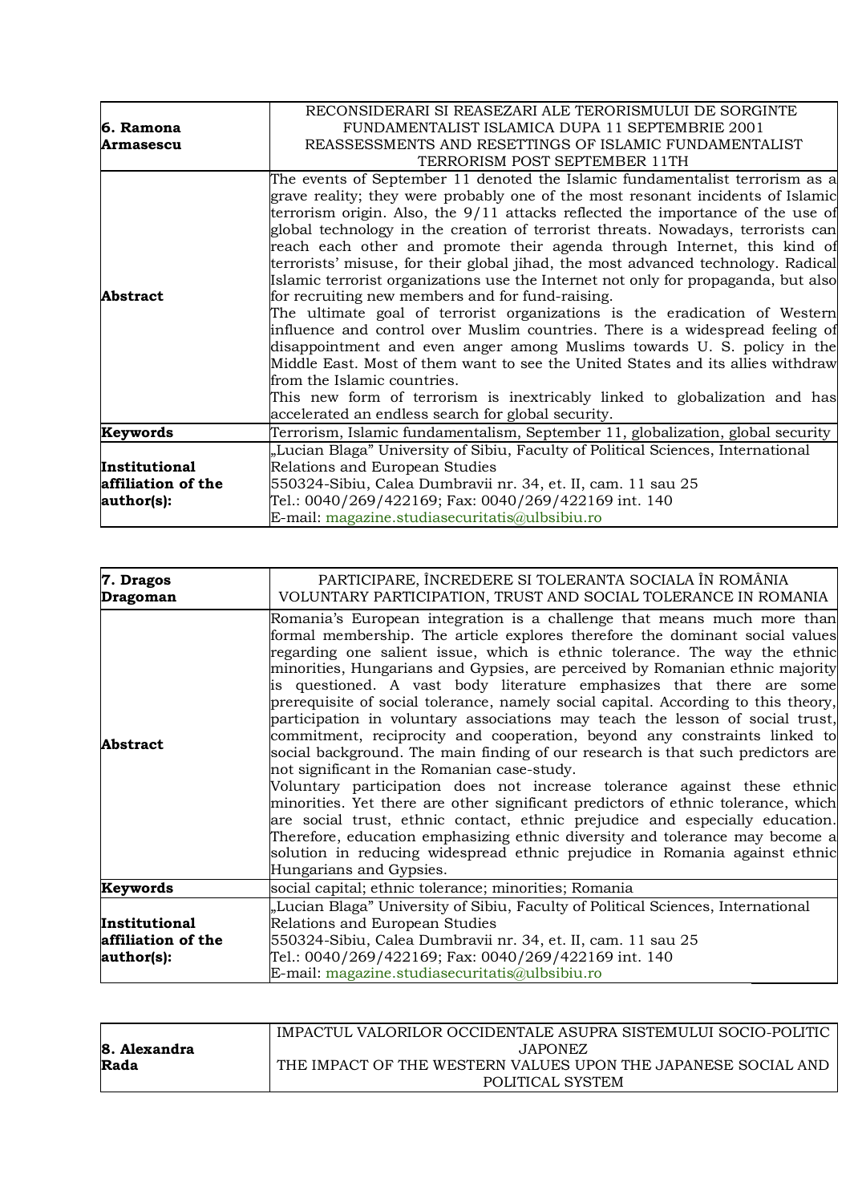| 6. Ramona Armasescu | RECONSIDERARI SI REASEZARI ALE TERORISMULUI DE SORGINTE FUNDAMENTALIST ISLAMICA DUPA 11 SEPTEMBRIE 2001<br>REASSESSMENTS AND RESETTINGS OF ISLAMIC FUNDAMENTALIST TERRORISM POST SEPTEMBER 11TH |
|---|---|
| **Abstract** | The events of September 11 denoted the Islamic fundamentalist terrorism as a grave reality; they were probably one of the most resonant incidents of Islamic terrorism origin. Also, the 9/11 attacks reflected the importance of the use of global technology in the creation of terrorist threats. Nowadays, terrorists can reach each other and promote their agenda through Internet, this kind of terrorists' misuse, for their global jihad, the most advanced technology. Radical Islamic terrorist organizations use the Internet not only for propaganda, but also for recruiting new members and for fund-raising.<br>The ultimate goal of terrorist organizations is the eradication of Western influence and control over Muslim countries. There is a widespread feeling of disappointment and even anger among Muslims towards U. S. policy in the Middle East. Most of them want to see the United States and its allies withdraw from the Islamic countries.<br>This new form of terrorism is inextricably linked to globalization and has accelerated an endless search for global security. |
| **Keywords** | Terrorism, Islamic fundamentalism, September 11, globalization, global security |
| **Institutional affiliation of the author(s):** | „Lucian Blaga" University of Sibiu, Faculty of Political Sciences, International Relations and European Studies<br>550324-Sibiu, Calea Dumbravii nr. 34, et. II, cam. 11 sau 25<br>Tel.: 0040/269/422169; Fax: 0040/269/422169 int. 140<br>E-mail: magazine.studiasecuritatis@ulbsibiu.ro |

| 7. Dragos Dragoman | PARTICIPARE, ÎNCREDERE SI TOLERANTA SOCIALA ÎN ROMÂNIA<br>VOLUNTARY PARTICIPATION, TRUST AND SOCIAL TOLERANCE IN ROMANIA |
|---|---|
| **Abstract** | Romania's European integration is a challenge that means much more than formal membership. The article explores therefore the dominant social values regarding one salient issue, which is ethnic tolerance. The way the ethnic minorities, Hungarians and Gypsies, are perceived by Romanian ethnic majority is questioned. A vast body literature emphasizes that there are some prerequisite of social tolerance, namely social capital. According to this theory, participation in voluntary associations may teach the lesson of social trust, commitment, reciprocity and cooperation, beyond any constraints linked to social background. The main finding of our research is that such predictors are not significant in the Romanian case-study.<br>Voluntary participation does not increase tolerance against these ethnic minorities. Yet there are other significant predictors of ethnic tolerance, which are social trust, ethnic contact, ethnic prejudice and especially education. Therefore, education emphasizing ethnic diversity and tolerance may become a solution in reducing widespread ethnic prejudice in Romania against ethnic Hungarians and Gypsies. |
| **Keywords** | social capital; ethnic tolerance; minorities; Romania |
| **Institutional affiliation of the author(s):** | „Lucian Blaga" University of Sibiu, Faculty of Political Sciences, International Relations and European Studies<br>550324-Sibiu, Calea Dumbravii nr. 34, et. II, cam. 11 sau 25<br>Tel.: 0040/269/422169; Fax: 0040/269/422169 int. 140<br>E-mail: magazine.studiasecuritatis@ulbsibiu.ro |

| 8. Alexandra Rada | IMPACTUL VALORILOR OCCIDENTALE ASUPRA SISTEMULUI SOCIO-POLITIC JAPONEZ<br>THE IMPACT OF THE WESTERN VALUES UPON THE JAPANESE SOCIAL AND POLITICAL SYSTEM |
|---|---|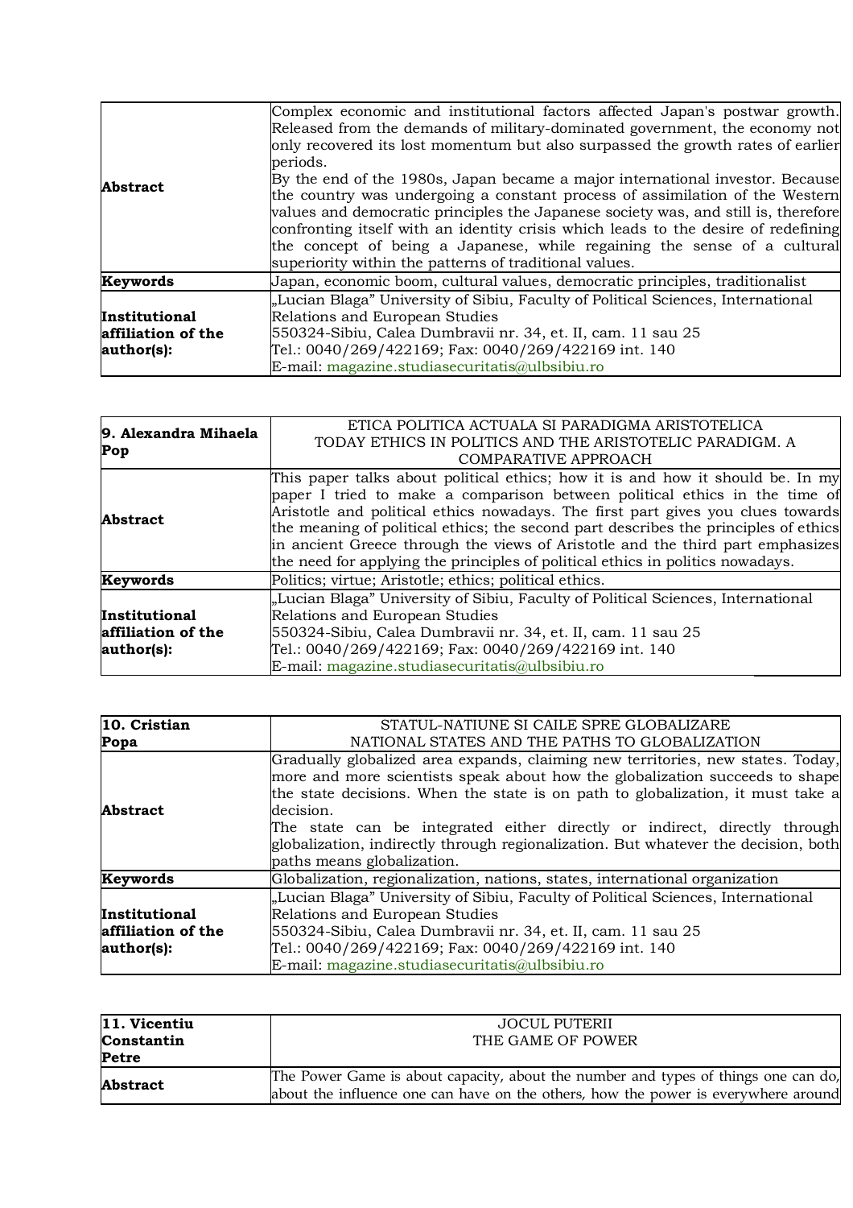| | |
|---|---|
| **Abstract** | Complex economic and institutional factors affected Japan's postwar growth. Released from the demands of military-dominated government, the economy not only recovered its lost momentum but also surpassed the growth rates of earlier periods.<br>By the end of the 1980s, Japan became a major international investor. Because the country was undergoing a constant process of assimilation of the Western values and democratic principles the Japanese society was, and still is, therefore confronting itself with an identity crisis which leads to the desire of redefining the concept of being a Japanese, while regaining the sense of a cultural superiority within the patterns of traditional values. |
| **Keywords** | Japan, economic boom, cultural values, democratic principles, traditionalist |
| **Institutional affiliation of the author(s):** | „Lucian Blaga" University of Sibiu, Faculty of Political Sciences, International Relations and European Studies<br>550324-Sibiu, Calea Dumbravii nr. 34, et. II, cam. 11 sau 25<br>Tel.: 0040/269/422169; Fax: 0040/269/422169 int. 140<br>E-mail: magazine.studiasecuritatis@ulbsibiu.ro |

| **9. Alexandra Mihaela Pop** | ETICA POLITICA ACTUALA SI PARADIGMA ARISTOTELICA<br>TODAY ETHICS IN POLITICS AND THE ARISTOTELIC PARADIGM. A COMPARATIVE APPROACH |
|---|---|
| **Abstract** | This paper talks about political ethics; how it is and how it should be. In my paper I tried to make a comparison between political ethics in the time of Aristotle and political ethics nowadays. The first part gives you clues towards the meaning of political ethics; the second part describes the principles of ethics in ancient Greece through the views of Aristotle and the third part emphasizes the need for applying the principles of political ethics in politics nowadays. |
| **Keywords** | Politics; virtue; Aristotle; ethics; political ethics. |
| **Institutional affiliation of the author(s):** | „Lucian Blaga" University of Sibiu, Faculty of Political Sciences, International Relations and European Studies<br>550324-Sibiu, Calea Dumbravii nr. 34, et. II, cam. 11 sau 25<br>Tel.: 0040/269/422169; Fax: 0040/269/422169 int. 140<br>E-mail: magazine.studiasecuritatis@ulbsibiu.ro |

| **10. Cristian Popa** | STATUL-NATIUNE SI CAILE SPRE GLOBALIZARE<br>NATIONAL STATES AND THE PATHS TO GLOBALIZATION |
|---|---|
| **Abstract** | Gradually globalized area expands, claiming new territories, new states. Today, more and more scientists speak about how the globalization succeeds to shape the state decisions. When the state is on path to globalization, it must take a decision.<br>The state can be integrated either directly or indirect, directly through globalization, indirectly through regionalization. But whatever the decision, both paths means globalization. |
| **Keywords** | Globalization, regionalization, nations, states, international organization |
| **Institutional affiliation of the author(s):** | „Lucian Blaga" University of Sibiu, Faculty of Political Sciences, International Relations and European Studies<br>550324-Sibiu, Calea Dumbravii nr. 34, et. II, cam. 11 sau 25<br>Tel.: 0040/269/422169; Fax: 0040/269/422169 int. 140<br>E-mail: magazine.studiasecuritatis@ulbsibiu.ro |

| **11. Vicentiu Constantin Petre** | JOCUL PUTERII<br>THE GAME OF POWER |
|---|---|
| **Abstract** | The Power Game is about capacity, about the number and types of things one can do, about the influence one can have on the others, how the power is everywhere around |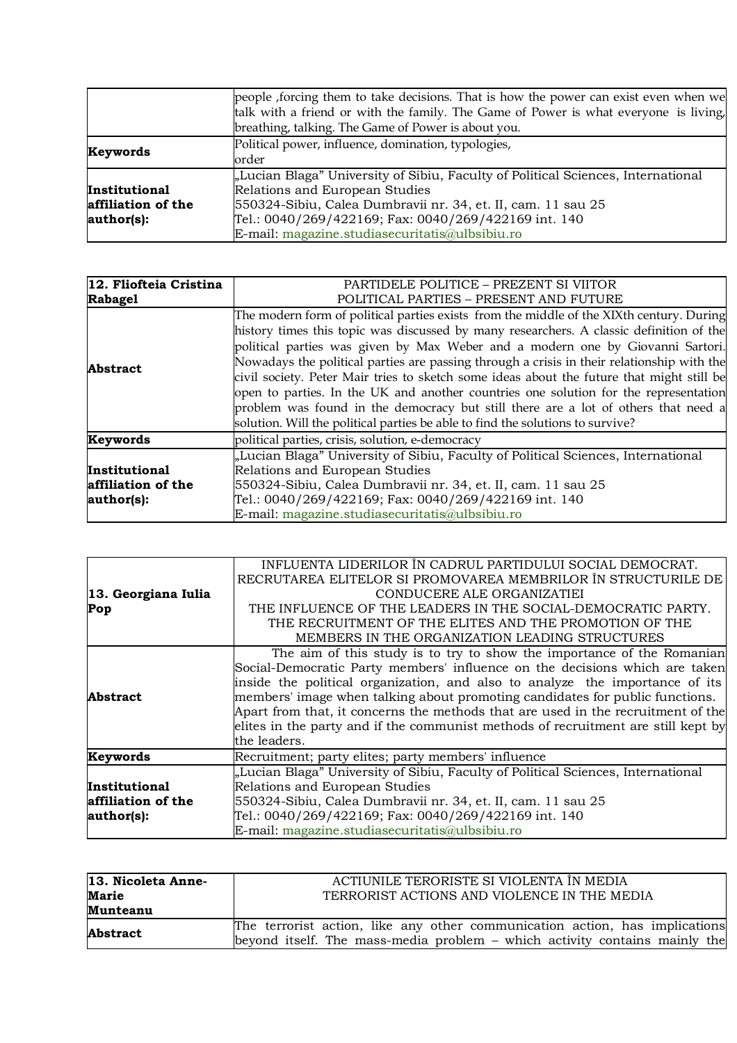| | |
|---|---|
| | people ,forcing them to take decisions. That is how the power can exist even when we talk with a friend or with the family. The Game of Power is what everyone is living, breathing, talking. The Game of Power is about you. |
| **Keywords** | Political power, influence, domination, typologies, order |
| **Institutional affiliation of the author(s):** | „Lucian Blaga" University of Sibiu, Faculty of Political Sciences, International Relations and European Studies<br>550324-Sibiu, Calea Dumbravii nr. 34, et. II, cam. 11 sau 25<br>Tel.: 0040/269/422169; Fax: 0040/269/422169 int. 140<br>E-mail: magazine.studiasecuritatis@ulbsibiu.ro |

| **12. Fliofteia Cristina Rabagel** | PARTIDELE POLITICE – PREZENT SI VIITOR<br>POLITICAL PARTIES – PRESENT AND FUTURE |
|---|---|
| **Abstract** | The modern form of political parties exists from the middle of the XIXth century. During history times this topic was discussed by many researchers. A classic definition of the political parties was given by Max Weber and a modern one by Giovanni Sartori. Nowadays the political parties are passing through a crisis in their relationship with the civil society. Peter Mair tries to sketch some ideas about the future that might still be open to parties. In the UK and another countries one solution for the representation problem was found in the democracy but still there are a lot of others that need a solution. Will the political parties be able to find the solutions to survive? |
| **Keywords** | political parties, crisis, solution, e-democracy |
| **Institutional affiliation of the author(s):** | „Lucian Blaga" University of Sibiu, Faculty of Political Sciences, International Relations and European Studies<br>550324-Sibiu, Calea Dumbravii nr. 34, et. II, cam. 11 sau 25<br>Tel.: 0040/269/422169; Fax: 0040/269/422169 int. 140<br>E-mail: magazine.studiasecuritatis@ulbsibiu.ro |

| **13. Georgiana Iulia Pop** | INFLUENTA LIDERILOR ÎN CADRUL PARTIDULUI SOCIAL DEMOCRAT. RECRUTAREA ELITELOR SI PROMOVAREA MEMBRILOR ÎN STRUCTURILE DE CONDUCERE ALE ORGANIZATIEI<br>THE INFLUENCE OF THE LEADERS IN THE SOCIAL-DEMOCRATIC PARTY. THE RECRUITMENT OF THE ELITES AND THE PROMOTION OF THE MEMBERS IN THE ORGANIZATION LEADING STRUCTURES |
|---|---|
| **Abstract** | The aim of this study is to try to show the importance of the Romanian Social-Democratic Party members' influence on the decisions which are taken inside the political organization, and also to analyze the importance of its members' image when talking about promoting candidates for public functions. Apart from that, it concerns the methods that are used in the recruitment of the elites in the party and if the communist methods of recruitment are still kept by the leaders. |
| **Keywords** | Recruitment; party elites; party members' influence |
| **Institutional affiliation of the author(s):** | „Lucian Blaga" University of Sibiu, Faculty of Political Sciences, International Relations and European Studies<br>550324-Sibiu, Calea Dumbravii nr. 34, et. II, cam. 11 sau 25<br>Tel.: 0040/269/422169; Fax: 0040/269/422169 int. 140<br>E-mail: magazine.studiasecuritatis@ulbsibiu.ro |

| **13. Nicoleta Anne-Marie Munteanu** | ACTIUNILE TERORISTE SI VIOLENTA ÎN MEDIA<br>TERRORIST ACTIONS AND VIOLENCE IN THE MEDIA |
|---|---|
| **Abstract** | The terrorist action, like any other communication action, has implications beyond itself. The mass-media problem – which activity contains mainly the |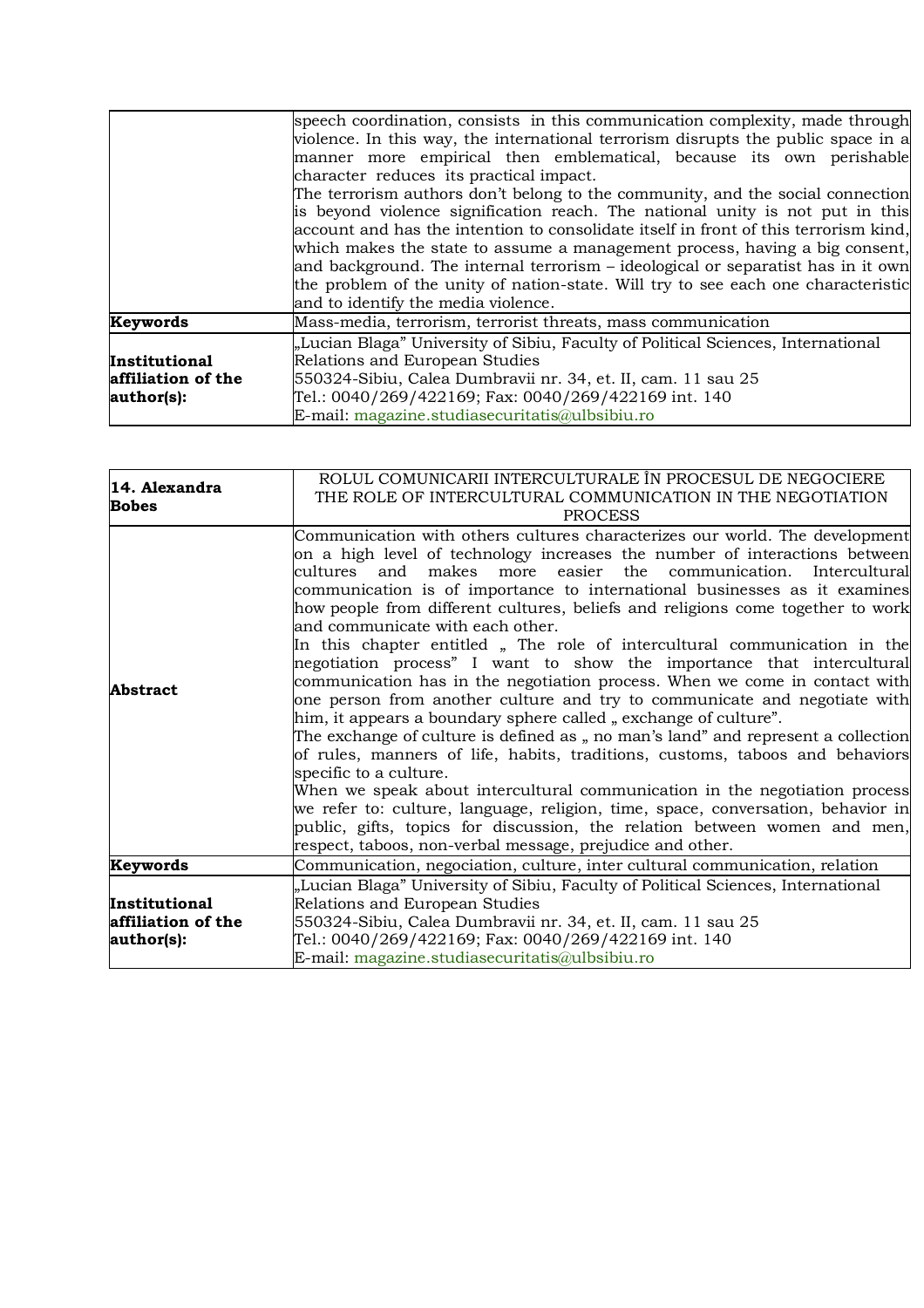| | |
|---|---|
| | speech coordination, consists in this communication complexity, made through violence. In this way, the international terrorism disrupts the public space in a manner more empirical then emblematical, because its own perishable character reduces its practical impact.<br>The terrorism authors don't belong to the community, and the social connection is beyond violence signification reach. The national unity is not put in this account and has the intention to consolidate itself in front of this terrorism kind, which makes the state to assume a management process, having a big consent, and background. The internal terrorism – ideological or separatist has in it own the problem of the unity of nation-state. Will try to see each one characteristic and to identify the media violence. |
| **Keywords** | Mass-media, terrorism, terrorist threats, mass communication |
| **Institutional affiliation of the author(s):** | „Lucian Blaga" University of Sibiu, Faculty of Political Sciences, International Relations and European Studies<br>550324-Sibiu, Calea Dumbravii nr. 34, et. II, cam. 11 sau 25<br>Tel.: 0040/269/422169; Fax: 0040/269/422169 int. 140<br>E-mail: magazine.studiasecuritatis@ulbsibiu.ro |

| | |
|---|---|
| **14. Alexandra Bobes** | ROLUL COMUNICARII INTERCULTURALE ÎN PROCESUL DE NEGOCIERE<br>THE ROLE OF INTERCULTURAL COMMUNICATION IN THE NEGOTIATION PROCESS |
| **Abstract** | Communication with others cultures characterizes our world. The development on a high level of technology increases the number of interactions between cultures and makes more easier the communication. Intercultural communication is of importance to international businesses as it examines how people from different cultures, beliefs and religions come together to work and communicate with each other.<br>In this chapter entitled „ The role of intercultural communication in the negotiation process" I want to show the importance that intercultural communication has in the negotiation process. When we come in contact with one person from another culture and try to communicate and negotiate with him, it appears a boundary sphere called „ exchange of culture".<br>The exchange of culture is defined as „ no man's land" and represent a collection of rules, manners of life, habits, traditions, customs, taboos and behaviors specific to a culture.<br>When we speak about intercultural communication in the negotiation process we refer to: culture, language, religion, time, space, conversation, behavior in public, gifts, topics for discussion, the relation between women and men, respect, taboos, non-verbal message, prejudice and other. |
| **Keywords** | Communication, negociation, culture, inter cultural communication, relation |
| **Institutional affiliation of the author(s):** | „Lucian Blaga" University of Sibiu, Faculty of Political Sciences, International Relations and European Studies<br>550324-Sibiu, Calea Dumbravii nr. 34, et. II, cam. 11 sau 25<br>Tel.: 0040/269/422169; Fax: 0040/269/422169 int. 140<br>E-mail: magazine.studiasecuritatis@ulbsibiu.ro |